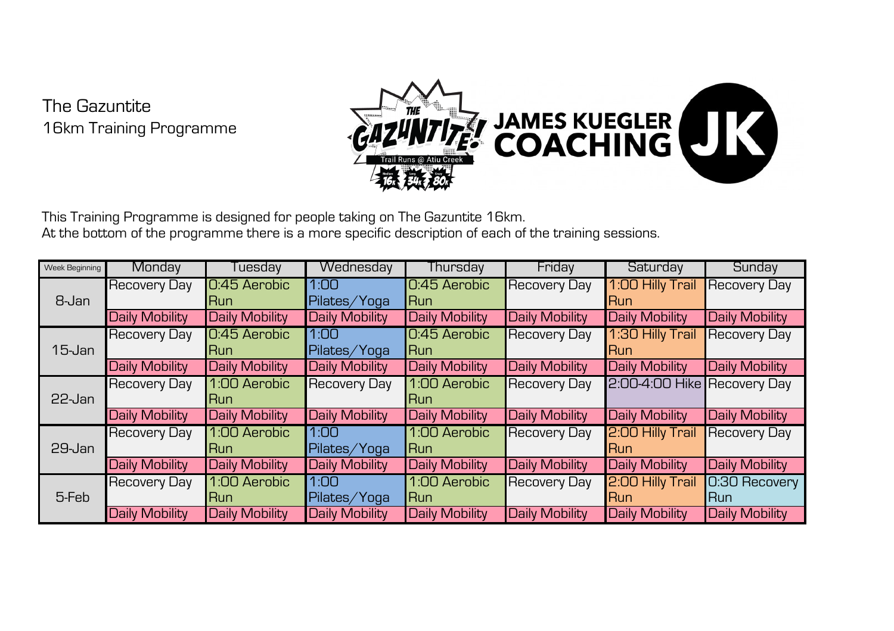The Gazuntite
16km Training Programme

This Training Programme is designed for people taking on The Gazuntite 16km.
At the bottom of the programme there is a more specific description of each of the training sessions.

| Week Beginning | Monday | Tuesday | Wednesday | Thursday | Friday | Saturday | Sunday |
|---|---|---|---|---|---|---|---|
| 8-Jan | Recovery Day | 0:45 Aerobic Run | 1:00 Pilates/Yoga | 0:45 Aerobic Run | Recovery Day | 1:00 Hilly Trail Run | Recovery Day |
| | Daily Mobility | Daily Mobility | Daily Mobility | Daily Mobility | Daily Mobility | Daily Mobility | Daily Mobility |
| 15-Jan | Recovery Day | 0:45 Aerobic Run | 1:00 Pilates/Yoga | 0:45 Aerobic Run | Recovery Day | 1:30 Hilly Trail Run | Recovery Day |
| | Daily Mobility | Daily Mobility | Daily Mobility | Daily Mobility | Daily Mobility | Daily Mobility | Daily Mobility |
| 22-Jan | Recovery Day | 1:00 Aerobic Run | Recovery Day | 1:00 Aerobic Run | Recovery Day | 2:00-4:00 Hike | Recovery Day |
| | Daily Mobility | Daily Mobility | Daily Mobility | Daily Mobility | Daily Mobility | Daily Mobility | Daily Mobility |
| 29-Jan | Recovery Day | 1:00 Aerobic Run | 1:00 Pilates/Yoga | 1:00 Aerobic Run | Recovery Day | 2:00 Hilly Trail Run | Recovery Day |
| | Daily Mobility | Daily Mobility | Daily Mobility | Daily Mobility | Daily Mobility | Daily Mobility | Daily Mobility |
| 5-Feb | Recovery Day | 1:00 Aerobic Run | 1:00 Pilates/Yoga | 1:00 Aerobic Run | Recovery Day | 2:00 Hilly Trail Run | 0:30 Recovery Run |
| | Daily Mobility | Daily Mobility | Daily Mobility | Daily Mobility | Daily Mobility | Daily Mobility | Daily Mobility |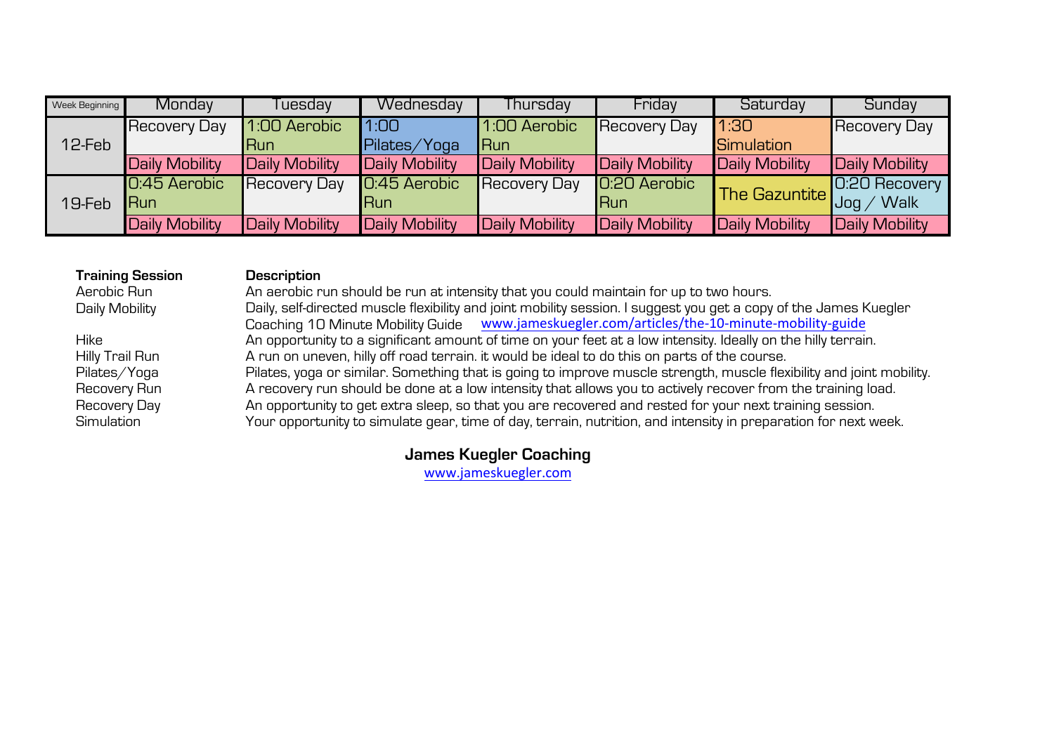| Week Beginning | Monday | Tuesday | Wednesday | Thursday | Friday | Saturday | Sunday |
|---|---|---|---|---|---|---|---|
| 12-Feb | Recovery Day | 1:00 Aerobic Run | 1:00 Pilates/Yoga | 1:00 Aerobic Run | Recovery Day | 1:30 Simulation | Recovery Day |
| | Daily Mobility | Daily Mobility | Daily Mobility | Daily Mobility | Daily Mobility | Daily Mobility | Daily Mobility |
| 19-Feb | 0:45 Aerobic Run | Recovery Day | 0:45 Aerobic Run | Recovery Day | 0:20 Aerobic Run | The Gazuntite | 0:20 Recovery Jog / Walk |
| | Daily Mobility | Daily Mobility | Daily Mobility | Daily Mobility | Daily Mobility | Daily Mobility | Daily Mobility |

| Training Session | Description |
|---|---|
| Aerobic Run | An aerobic run should be run at intensity that you could maintain for up to two hours. |
| Daily Mobility | Daily, self-directed muscle flexibility and joint mobility session. I suggest you get a copy of the James Kuegler Coaching 10 Minute Mobility Guide www.jameskuegler.com/articles/the-10-minute-mobility-guide |
| Hike | An opportunity to a significant amount of time on your feet at a low intensity. Ideally on the hilly terrain. |
| Hilly Trail Run | A run on uneven, hilly off road terrain. it would be ideal to do this on parts of the course. |
| Pilates/Yoga | Pilates, yoga or similar. Something that is going to improve muscle strength, muscle flexibility and joint mobility. |
| Recovery Run | A recovery run should be done at a low intensity that allows you to actively recover from the training load. |
| Recovery Day | An opportunity to get extra sleep, so that you are recovered and rested for your next training session. |
| Simulation | Your opportunity to simulate gear, time of day, terrain, nutrition, and intensity in preparation for next week. |

**James Kuegler Coaching**

www.jameskuegler.com